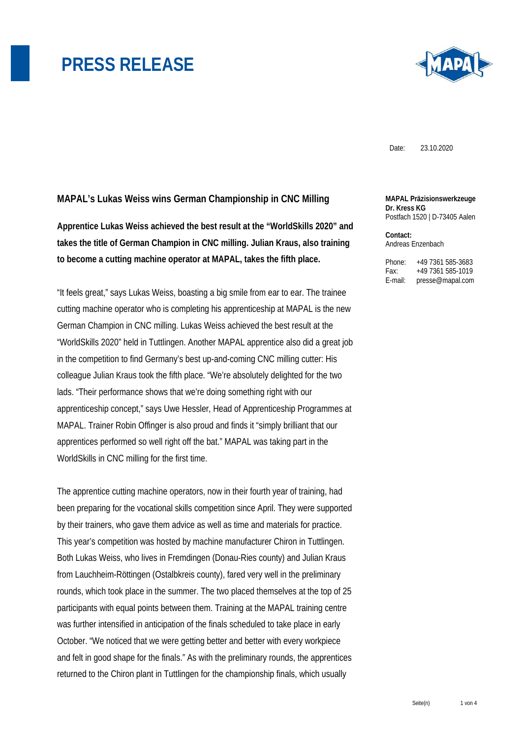# PRESS RELEASE

Date: 23.10.2020

**MAPAL Präzisionswerkzeuge Dr. Kress KG**
Postfach 1520 | D-73405 Aalen

**Contact:**
Andreas Enzenbach

Phone: +49 7361 585-3683
Fax: +49 7361 585-1019
E-mail: presse@mapal.com

## MAPAL's Lukas Weiss wins German Championship in CNC Milling

**Apprentice Lukas Weiss achieved the best result at the "WorldSkills 2020" and takes the title of German Champion in CNC milling. Julian Kraus, also training to become a cutting machine operator at MAPAL, takes the fifth place.**

"It feels great," says Lukas Weiss, boasting a big smile from ear to ear. The trainee cutting machine operator who is completing his apprenticeship at MAPAL is the new German Champion in CNC milling. Lukas Weiss achieved the best result at the "WorldSkills 2020" held in Tuttlingen. Another MAPAL apprentice also did a great job in the competition to find Germany's best up-and-coming CNC milling cutter: His colleague Julian Kraus took the fifth place. "We're absolutely delighted for the two lads. "Their performance shows that we're doing something right with our apprenticeship concept," says Uwe Hessler, Head of Apprenticeship Programmes at MAPAL. Trainer Robin Offinger is also proud and finds it "simply brilliant that our apprentices performed so well right off the bat." MAPAL was taking part in the WorldSkills in CNC milling for the first time.

The apprentice cutting machine operators, now in their fourth year of training, had been preparing for the vocational skills competition since April. They were supported by their trainers, who gave them advice as well as time and materials for practice. This year's competition was hosted by machine manufacturer Chiron in Tuttlingen. Both Lukas Weiss, who lives in Fremdingen (Donau-Ries county) and Julian Kraus from Lauchheim-Röttingen (Ostalbkreis county), fared very well in the preliminary rounds, which took place in the summer. The two placed themselves at the top of 25 participants with equal points between them. Training at the MAPAL training centre was further intensified in anticipation of the finals scheduled to take place in early October. "We noticed that we were getting better and better with every workpiece and felt in good shape for the finals." As with the preliminary rounds, the apprentices returned to the Chiron plant in Tuttlingen for the championship finals, which usually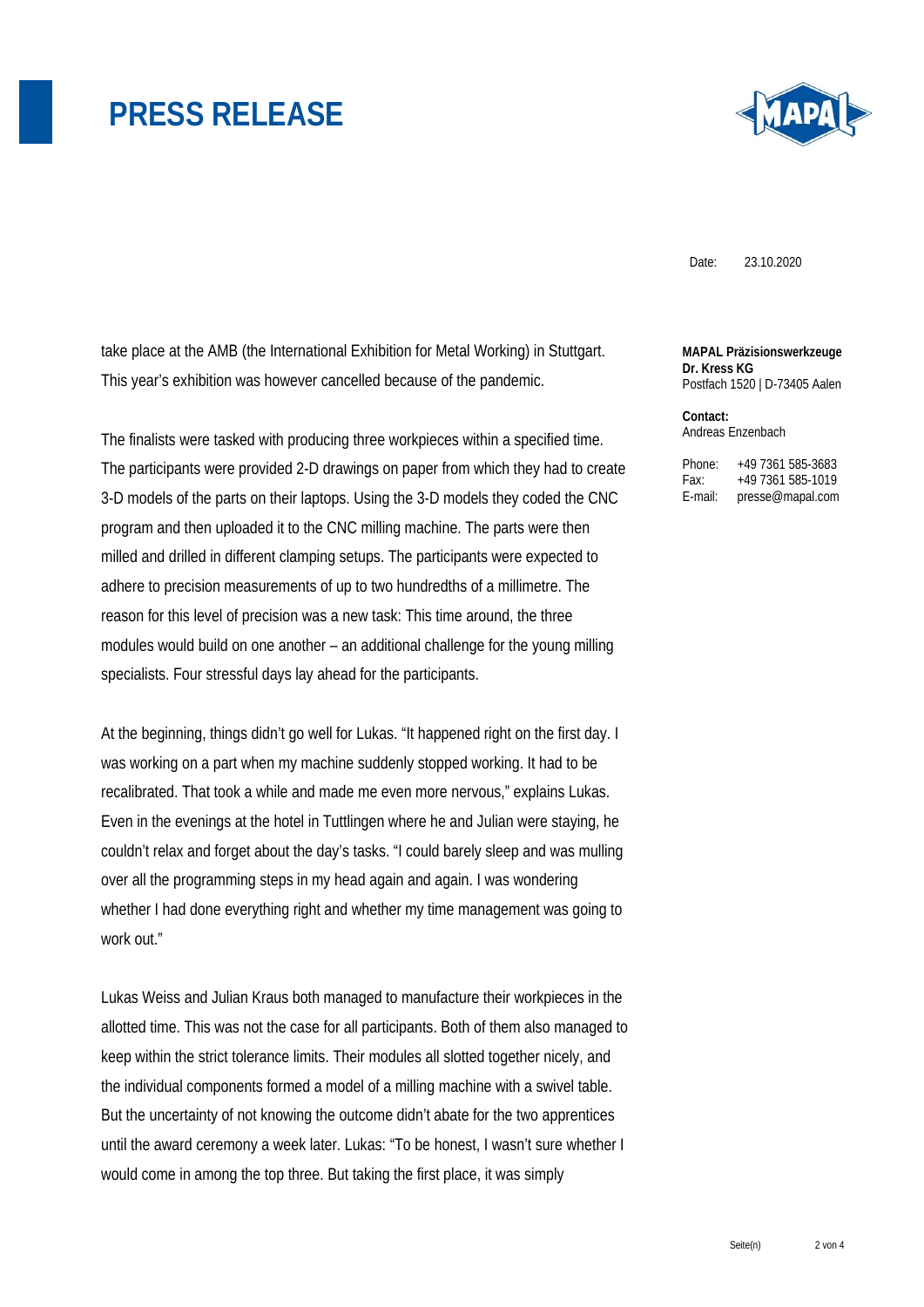take place at the AMB (the International Exhibition for Metal Working) in Stuttgart. This year's exhibition was however cancelled because of the pandemic.

The finalists were tasked with producing three workpieces within a specified time. The participants were provided 2-D drawings on paper from which they had to create 3-D models of the parts on their laptops. Using the 3-D models they coded the CNC program and then uploaded it to the CNC milling machine. The parts were then milled and drilled in different clamping setups. The participants were expected to adhere to precision measurements of up to two hundredths of a millimetre. The reason for this level of precision was a new task: This time around, the three modules would build on one another – an additional challenge for the young milling specialists. Four stressful days lay ahead for the participants.

At the beginning, things didn't go well for Lukas. "It happened right on the first day. I was working on a part when my machine suddenly stopped working. It had to be recalibrated. That took a while and made me even more nervous," explains Lukas. Even in the evenings at the hotel in Tuttlingen where he and Julian were staying, he couldn't relax and forget about the day's tasks. "I could barely sleep and was mulling over all the programming steps in my head again and again. I was wondering whether I had done everything right and whether my time management was going to work out."

Lukas Weiss and Julian Kraus both managed to manufacture their workpieces in the allotted time. This was not the case for all participants. Both of them also managed to keep within the strict tolerance limits. Their modules all slotted together nicely, and the individual components formed a model of a milling machine with a swivel table. But the uncertainty of not knowing the outcome didn't abate for the two apprentices until the award ceremony a week later. Lukas: "To be honest, I wasn't sure whether I would come in among the top three. But taking the first place, it was simply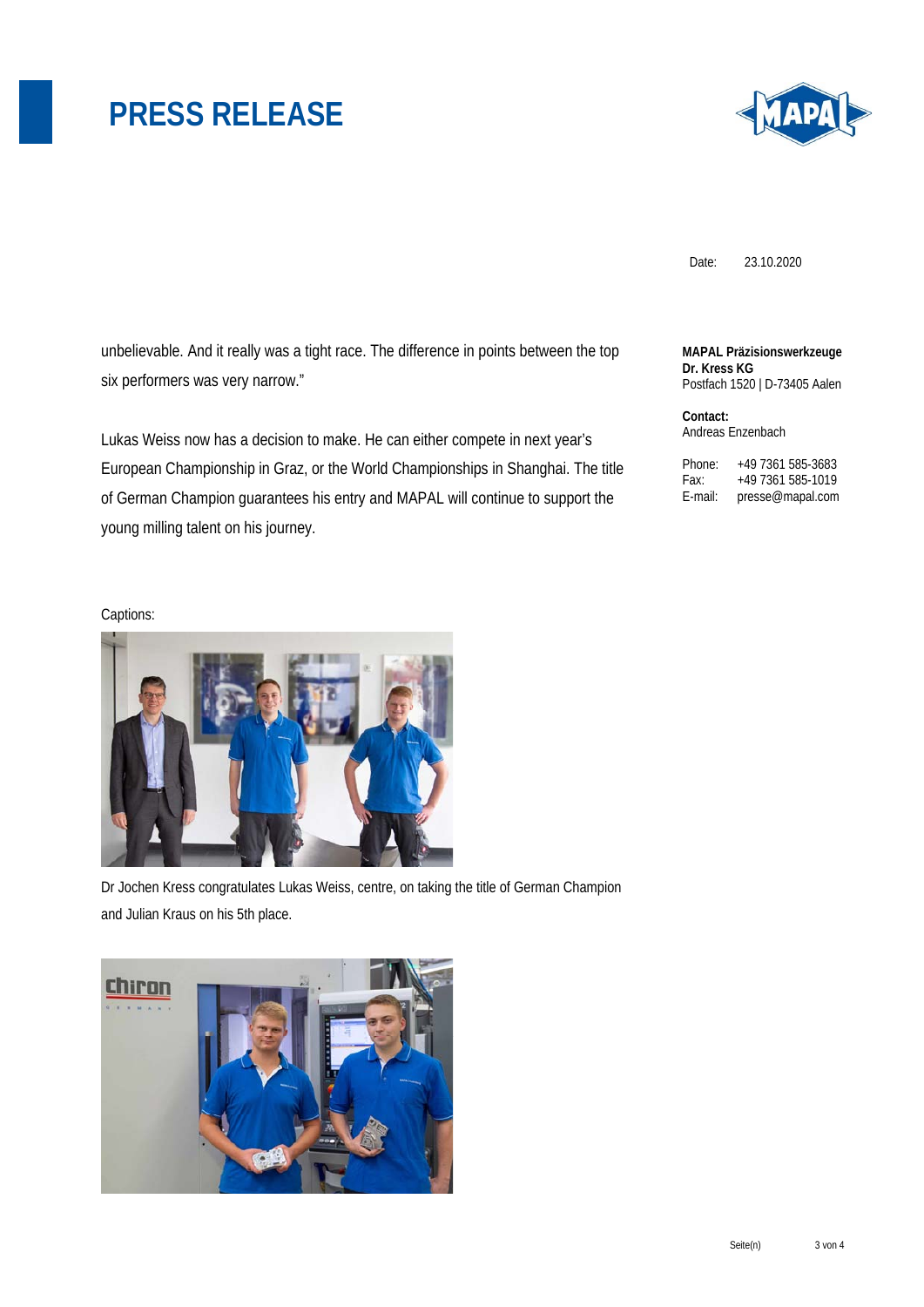unbelievable. And it really was a tight race. The difference in points between the top six performers was very narrow."

Lukas Weiss now has a decision to make. He can either compete in next year's European Championship in Graz, or the World Championships in Shanghai. The title of German Champion guarantees his entry and MAPAL will continue to support the young milling talent on his journey.

**MAPAL Präzisionswerkzeuge**
**Dr. Kress KG**
Postfach 1520 | D-73405 Aalen

**Contact:**
Andreas Enzenbach

Phone: +49 7361 585-3683
Fax: +49 7361 585-1019
E-mail: presse@mapal.com

Captions:

Dr Jochen Kress congratulates Lukas Weiss, centre, on taking the title of German Champion and Julian Kraus on his 5th place.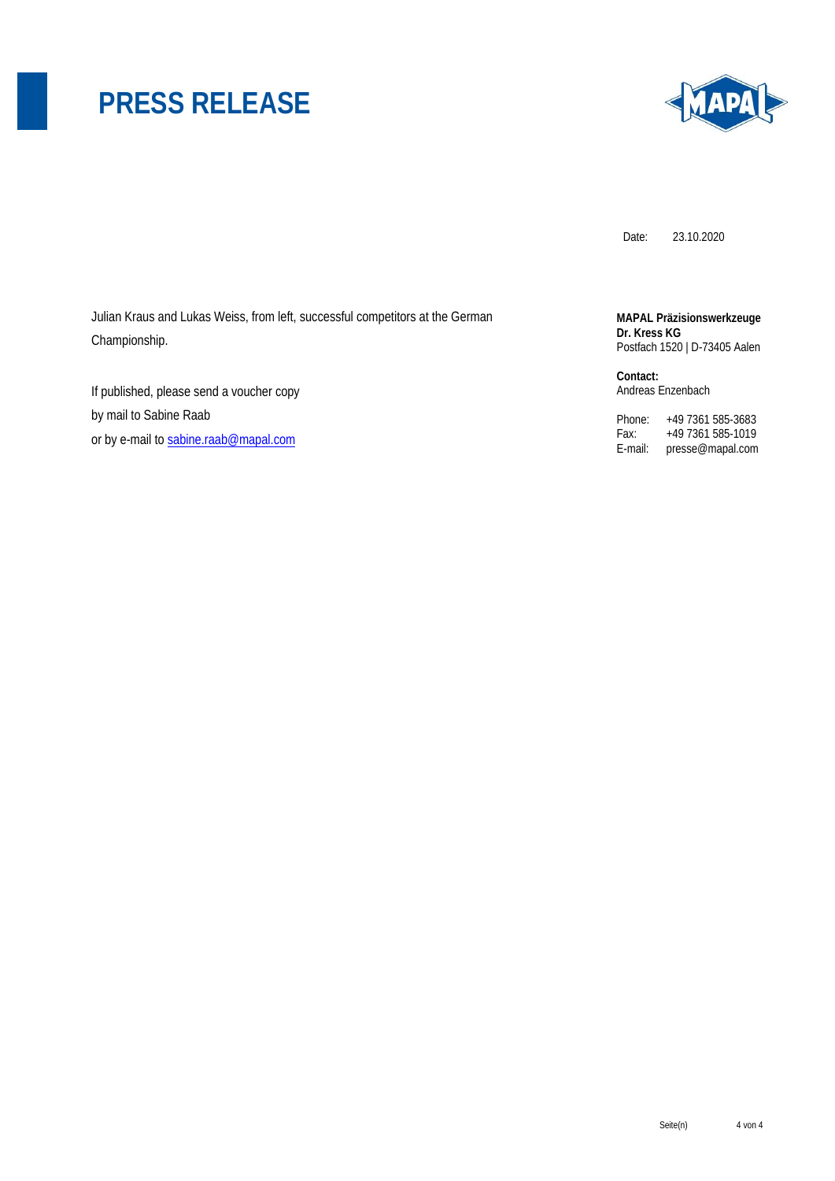# PRESS RELEASE

Date: 23.10.2020

Julian Kraus and Lukas Weiss, from left, successful competitors at the German Championship.

If published, please send a voucher copy
by mail to Sabine Raab
or by e-mail to sabine.raab@mapal.com

**MAPAL Präzisionswerkzeuge**
**Dr. Kress KG**
Postfach 1520 | D-73405 Aalen

**Contact:**
Andreas Enzenbach

Phone: +49 7361 585-3683
Fax: +49 7361 585-1019
E-mail: presse@mapal.com